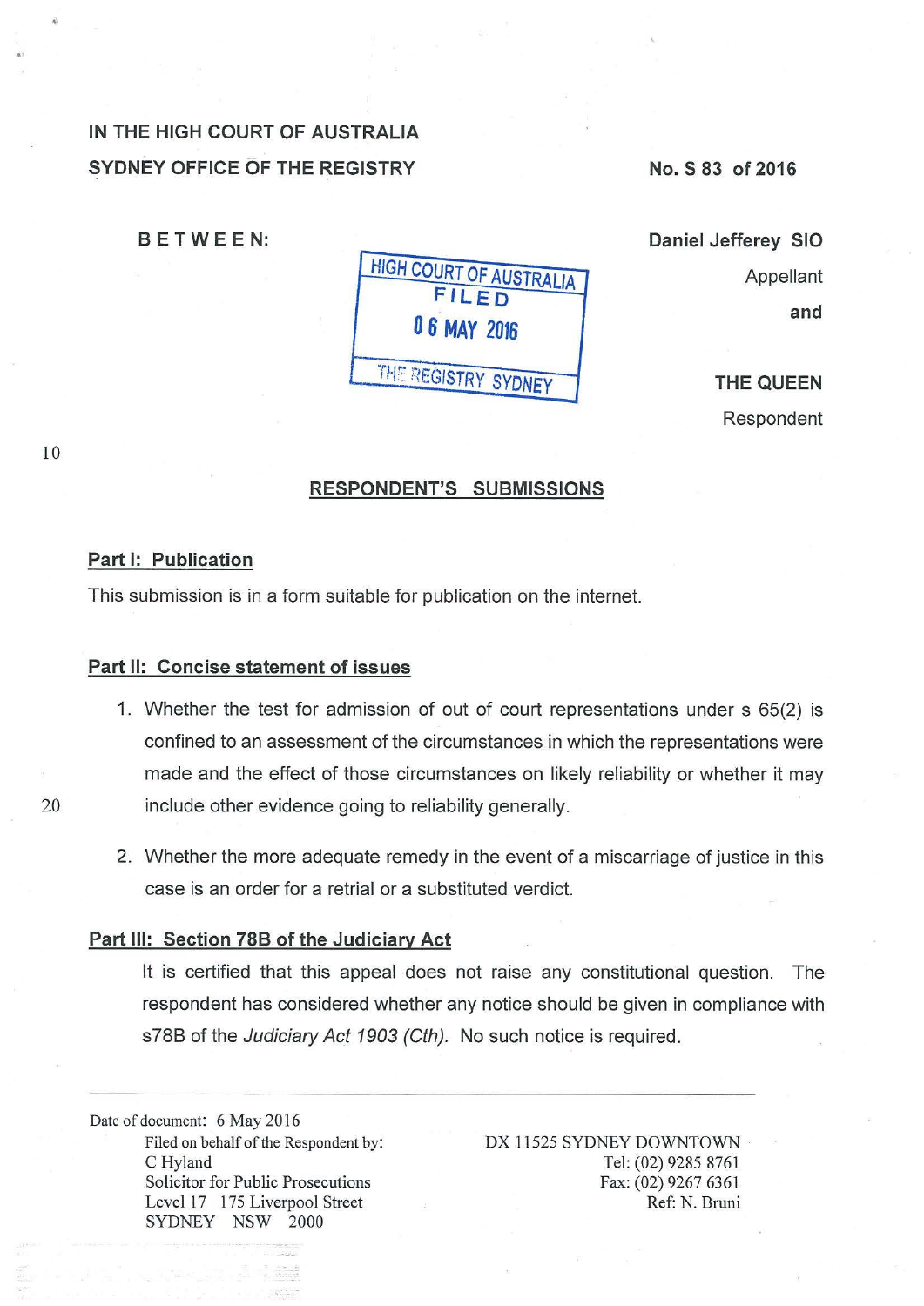IN THE HIGH COURT OF AUSTRALIA
SYDNEY OFFICE OF THE REGISTRY

No. S 83 of 2016

BETWEEN:

HIGH COURT OF AUSTRALIA
FILED
06 MAY 2016
THE REGISTRY SYDNEY

Daniel Jefferey SIO
Appellant

and

THE QUEEN
Respondent

## RESPONDENT'S SUBMISSIONS

### Part I: Publication

This submission is in a form suitable for publication on the internet.

### Part II: Concise statement of issues

1. Whether the test for admission of out of court representations under s 65(2) is confined to an assessment of the circumstances in which the representations were made and the effect of those circumstances on likely reliability or whether it may include other evidence going to reliability generally.

2. Whether the more adequate remedy in the event of a miscarriage of justice in this case is an order for a retrial or a substituted verdict.

### Part III: Section 78B of the Judiciary Act

It is certified that this appeal does not raise any constitutional question. The respondent has considered whether any notice should be given in compliance with s78B of the *Judiciary Act 1903 (Cth).* No such notice is required.

---

Date of document: 6 May 2016
Filed on behalf of the Respondent by:
C Hyland
Solicitor for Public Prosecutions
Level 17 175 Liverpool Street
SYDNEY NSW 2000

DX 11525 SYDNEY DOWNTOWN
Tel: (02) 9285 8761
Fax: (02) 9267 6361
Ref: N. Bruni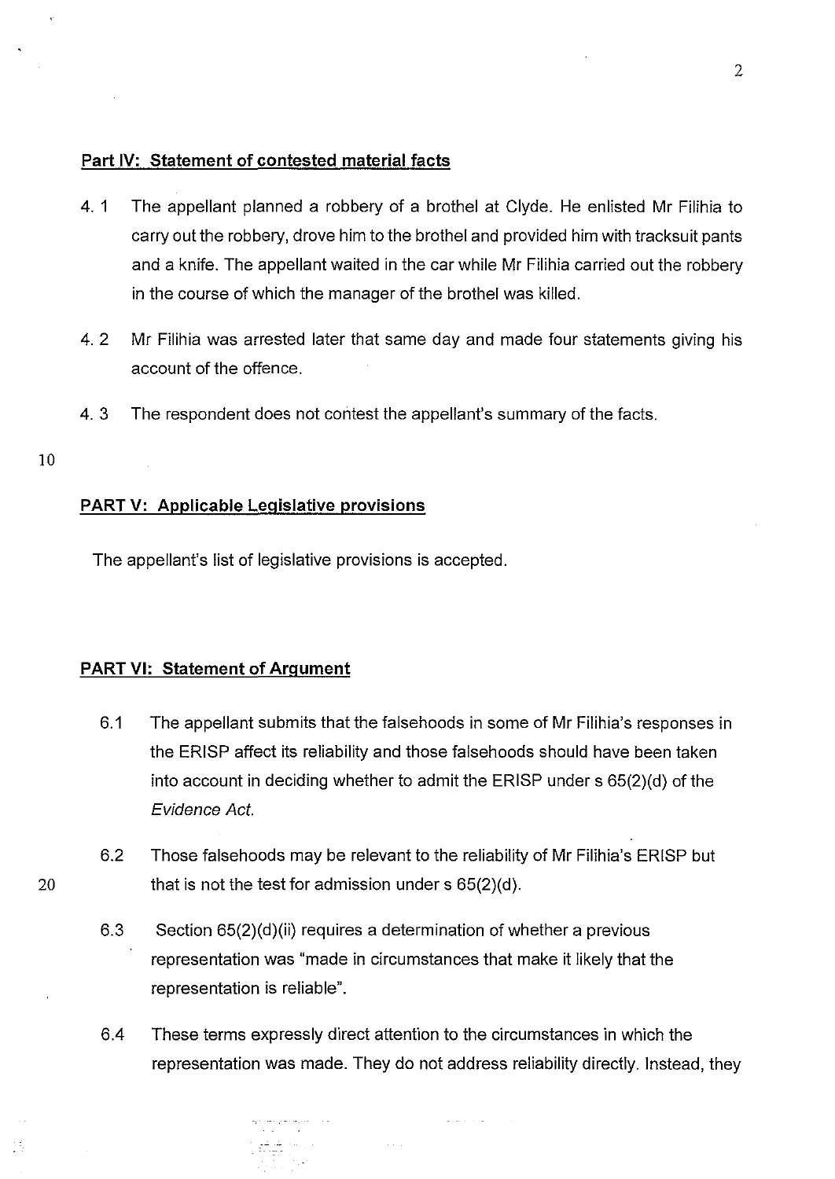## Part IV: Statement of contested material facts

4. 1 The appellant planned a robbery of a brothel at Clyde. He enlisted Mr Filihia to carry out the robbery, drove him to the brothel and provided him with tracksuit pants and a knife. The appellant waited in the car while Mr Filihia carried out the robbery in the course of which the manager of the brothel was killed.

4. 2 Mr Filihia was arrested later that same day and made four statements giving his account of the offence.

4. 3 The respondent does not contest the appellant's summary of the facts.

## PART V: Applicable Legislative provisions

The appellant's list of legislative provisions is accepted.

## PART VI: Statement of Argument

6.1 The appellant submits that the falsehoods in some of Mr Filihia's responses in the ERISP affect its reliability and those falsehoods should have been taken into account in deciding whether to admit the ERISP under s 65(2)(d) of the *Evidence Act.*

6.2 Those falsehoods may be relevant to the reliability of Mr Filihia's ERISP but that is not the test for admission under s 65(2)(d).

6.3 Section 65(2)(d)(ii) requires a determination of whether a previous representation was "made in circumstances that make it likely that the representation is reliable".

6.4 These terms expressly direct attention to the circumstances in which the representation was made. They do not address reliability directly. Instead, they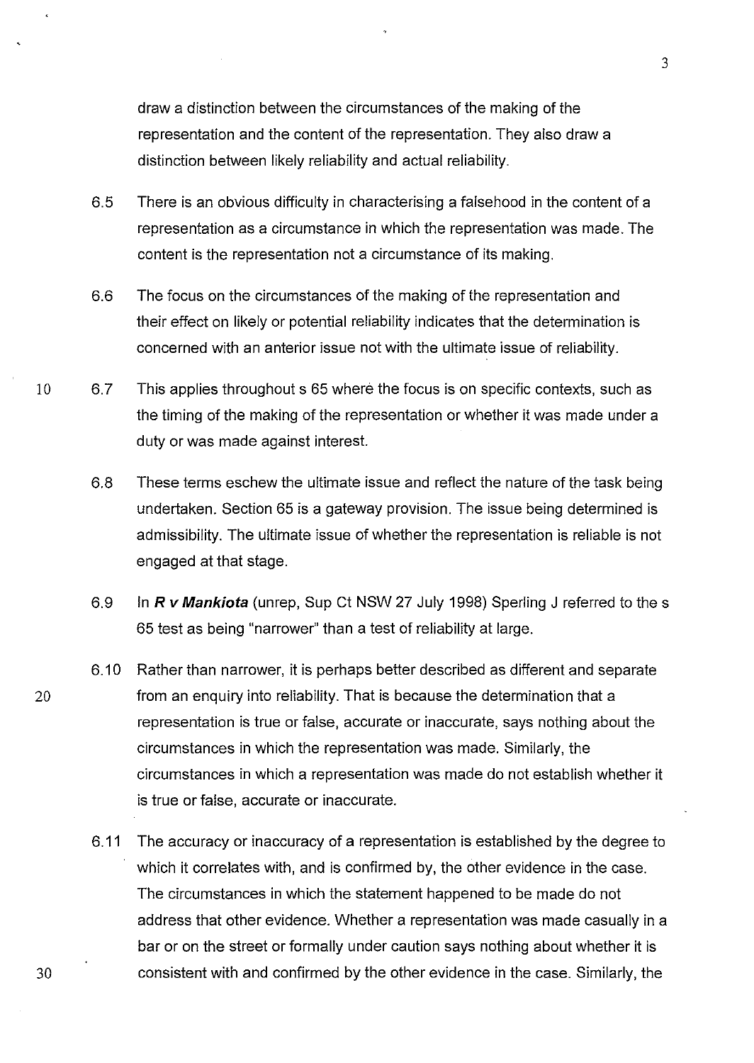draw a distinction between the circumstances of the making of the representation and the content of the representation. They also draw a distinction between likely reliability and actual reliability.

6.5 There is an obvious difficulty in characterising a falsehood in the content of a representation as a circumstance in which the representation was made. The content is the representation not a circumstance of its making.

6.6 The focus on the circumstances of the making of the representation and their effect on likely or potential reliability indicates that the determination is concerned with an anterior issue not with the ultimate issue of reliability.

6.7 This applies throughout s 65 where the focus is on specific contexts, such as the timing of the making of the representation or whether it was made under a duty or was made against interest.

6.8 These terms eschew the ultimate issue and reflect the nature of the task being undertaken. Section 65 is a gateway provision. The issue being determined is admissibility. The ultimate issue of whether the representation is reliable is not engaged at that stage.

6.9 In ***R v Mankiota*** (unrep, Sup Ct NSW 27 July 1998) Sperling J referred to the s 65 test as being "narrower" than a test of reliability at large.

6.10 Rather than narrower, it is perhaps better described as different and separate from an enquiry into reliability. That is because the determination that a representation is true or false, accurate or inaccurate, says nothing about the circumstances in which the representation was made. Similarly, the circumstances in which a representation was made do not establish whether it is true or false, accurate or inaccurate.

6.11 The accuracy or inaccuracy of a representation is established by the degree to which it correlates with, and is confirmed by, the other evidence in the case. The circumstances in which the statement happened to be made do not address that other evidence. Whether a representation was made casually in a bar or on the street or formally under caution says nothing about whether it is consistent with and confirmed by the other evidence in the case. Similarly, the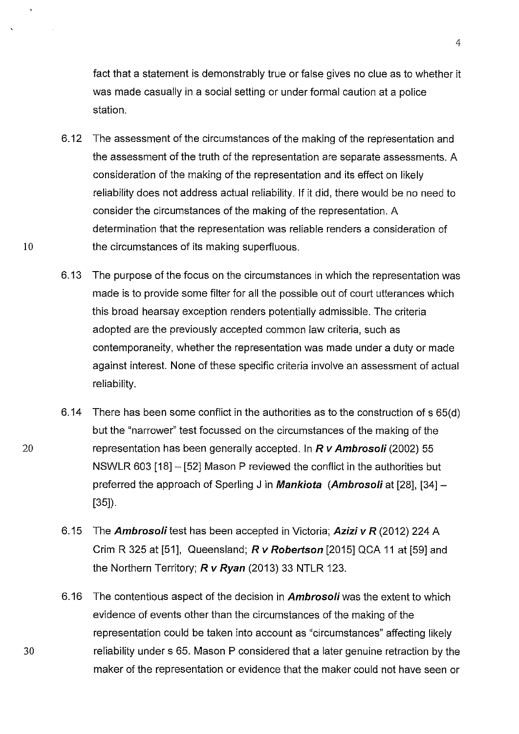fact that a statement is demonstrably true or false gives no clue as to whether it was made casually in a social setting or under formal caution at a police station.

6.12 The assessment of the circumstances of the making of the representation and the assessment of the truth of the representation are separate assessments. A consideration of the making of the representation and its effect on likely reliability does not address actual reliability. If it did, there would be no need to consider the circumstances of the making of the representation. A determination that the representation was reliable renders a consideration of the circumstances of its making superfluous.

6.13 The purpose of the focus on the circumstances in which the representation was made is to provide some filter for all the possible out of court utterances which this broad hearsay exception renders potentially admissible. The criteria adopted are the previously accepted common law criteria, such as contemporaneity, whether the representation was made under a duty or made against interest. None of these specific criteria involve an assessment of actual reliability.

6.14 There has been some conflict in the authorities as to the construction of s 65(d) but the "narrower" test focussed on the circumstances of the making of the representation has been generally accepted. In ***R v Ambrosoli*** (2002) 55 NSWLR 603 [18] – [52] Mason P reviewed the conflict in the authorities but preferred the approach of Sperling J in ***Mankiota*** (***Ambrosoli*** at [28], [34] – [35]).

6.15 The ***Ambrosoli*** test has been accepted in Victoria; ***Azizi v R*** (2012) 224 A Crim R 325 at [51], Queensland; ***R v Robertson*** [2015] QCA 11 at [59] and the Northern Territory; ***R v Ryan*** (2013) 33 NTLR 123.

6.16 The contentious aspect of the decision in ***Ambrosoli*** was the extent to which evidence of events other than the circumstances of the making of the representation could be taken into account as "circumstances" affecting likely reliability under s 65. Mason P considered that a later genuine retraction by the maker of the representation or evidence that the maker could not have seen or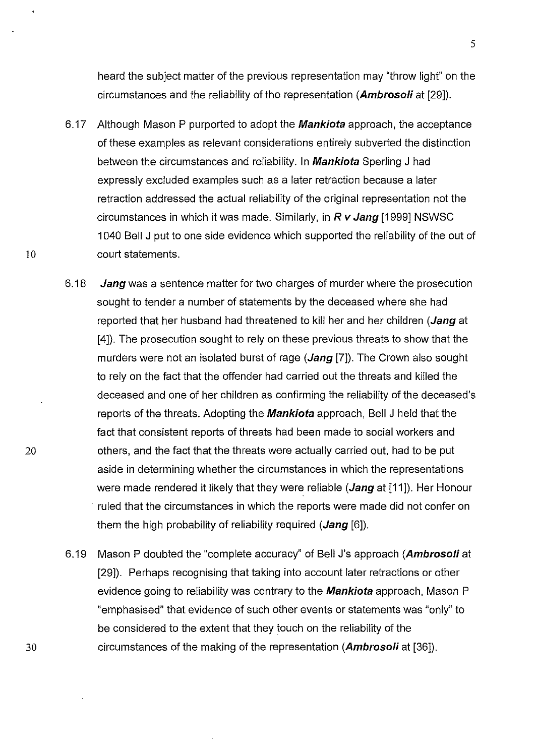heard the subject matter of the previous representation may "throw light" on the circumstances and the reliability of the representation (***Ambrosoli*** at [29]).

6.17 Although Mason P purported to adopt the ***Mankiota*** approach, the acceptance of these examples as relevant considerations entirely subverted the distinction between the circumstances and reliability. In ***Mankiota*** Sperling J had expressly excluded examples such as a later retraction because a later retraction addressed the actual reliability of the original representation not the circumstances in which it was made. Similarly, in ***R v Jang*** [1999] NSWSC 1040 Bell J put to one side evidence which supported the reliability of the out of court statements.

6.18 ***Jang*** was a sentence matter for two charges of murder where the prosecution sought to tender a number of statements by the deceased where she had reported that her husband had threatened to kill her and her children (***Jang*** at [4]). The prosecution sought to rely on these previous threats to show that the murders were not an isolated burst of rage (***Jang*** [7]). The Crown also sought to rely on the fact that the offender had carried out the threats and killed the deceased and one of her children as confirming the reliability of the deceased's reports of the threats. Adopting the ***Mankiota*** approach, Bell J held that the fact that consistent reports of threats had been made to social workers and others, and the fact that the threats were actually carried out, had to be put aside in determining whether the circumstances in which the representations were made rendered it likely that they were reliable (***Jang*** at [11]). Her Honour ruled that the circumstances in which the reports were made did not confer on them the high probability of reliability required (***Jang*** [6]).

6.19 Mason P doubted the "complete accuracy" of Bell J's approach (***Ambrosoli*** at [29]). Perhaps recognising that taking into account later retractions or other evidence going to reliability was contrary to the ***Mankiota*** approach, Mason P "emphasised" that evidence of such other events or statements was "only" to be considered to the extent that they touch on the reliability of the circumstances of the making of the representation (***Ambrosoli*** at [36]).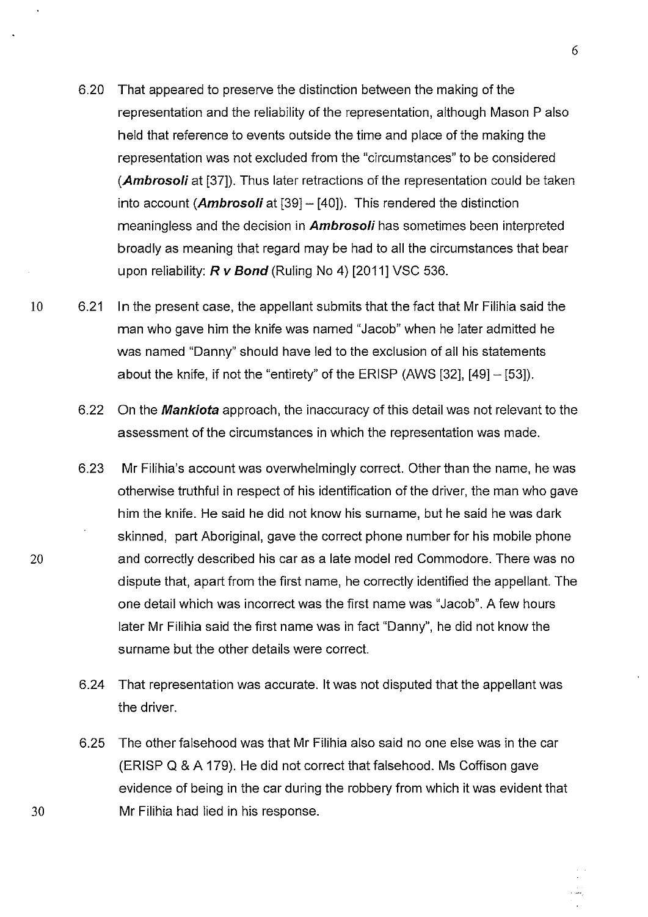6.20 That appeared to preserve the distinction between the making of the representation and the reliability of the representation, although Mason P also held that reference to events outside the time and place of the making the representation was not excluded from the "circumstances" to be considered (***Ambrosoli*** at [37]). Thus later retractions of the representation could be taken into account (***Ambrosoli*** at [39] – [40]). This rendered the distinction meaningless and the decision in ***Ambrosoli*** has sometimes been interpreted broadly as meaning that regard may be had to all the circumstances that bear upon reliability: ***R v Bond*** (Ruling No 4) [2011] VSC 536.

6.21 In the present case, the appellant submits that the fact that Mr Filihia said the man who gave him the knife was named "Jacob" when he later admitted he was named "Danny" should have led to the exclusion of all his statements about the knife, if not the "entirety" of the ERISP (AWS [32], [49] – [53]).

6.22 On the ***Mankiota*** approach, the inaccuracy of this detail was not relevant to the assessment of the circumstances in which the representation was made.

6.23 Mr Filihia's account was overwhelmingly correct. Other than the name, he was otherwise truthful in respect of his identification of the driver, the man who gave him the knife. He said he did not know his surname, but he said he was dark skinned, part Aboriginal, gave the correct phone number for his mobile phone and correctly described his car as a late model red Commodore. There was no dispute that, apart from the first name, he correctly identified the appellant. The one detail which was incorrect was the first name was "Jacob". A few hours later Mr Filihia said the first name was in fact "Danny", he did not know the surname but the other details were correct.

6.24 That representation was accurate. It was not disputed that the appellant was the driver.

6.25 The other falsehood was that Mr Filihia also said no one else was in the car (ERISP Q & A 179). He did not correct that falsehood. Ms Coffison gave evidence of being in the car during the robbery from which it was evident that Mr Filihia had lied in his response.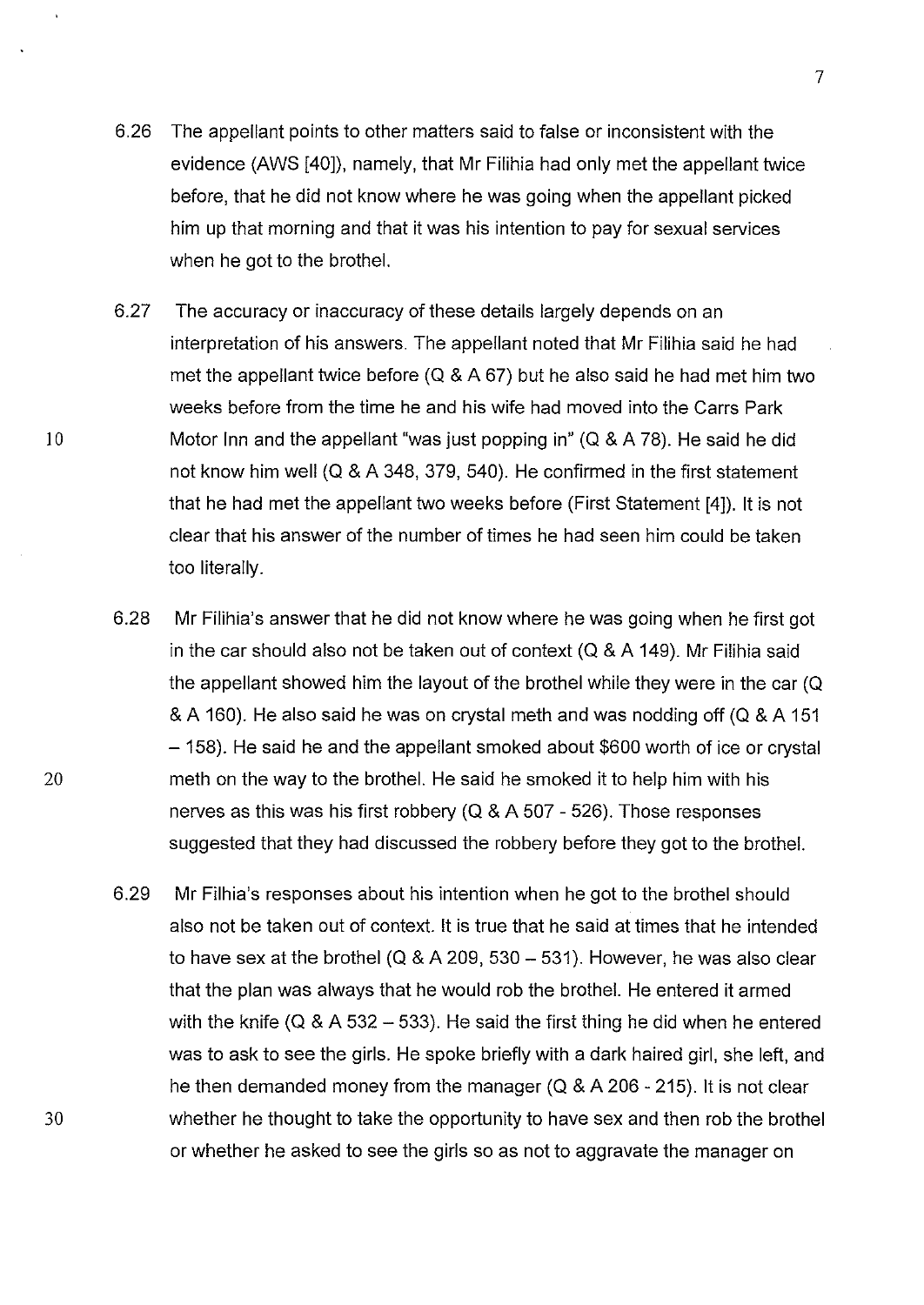6.26 The appellant points to other matters said to false or inconsistent with the evidence (AWS [40]), namely, that Mr Filihia had only met the appellant twice before, that he did not know where he was going when the appellant picked him up that morning and that it was his intention to pay for sexual services when he got to the brothel.

6.27 The accuracy or inaccuracy of these details largely depends on an interpretation of his answers. The appellant noted that Mr Filihia said he had met the appellant twice before (Q & A 67) but he also said he had met him two weeks before from the time he and his wife had moved into the Carrs Park Motor Inn and the appellant "was just popping in" (Q & A 78). He said he did not know him well (Q & A 348, 379, 540). He confirmed in the first statement that he had met the appellant two weeks before (First Statement [4]). It is not clear that his answer of the number of times he had seen him could be taken too literally.

6.28 Mr Filihia's answer that he did not know where he was going when he first got in the car should also not be taken out of context (Q & A 149). Mr Filihia said the appellant showed him the layout of the brothel while they were in the car (Q & A 160). He also said he was on crystal meth and was nodding off (Q & A 151 – 158). He said he and the appellant smoked about $600 worth of ice or crystal meth on the way to the brothel. He said he smoked it to help him with his nerves as this was his first robbery (Q & A 507 - 526). Those responses suggested that they had discussed the robbery before they got to the brothel.

6.29 Mr Filhia's responses about his intention when he got to the brothel should also not be taken out of context. It is true that he said at times that he intended to have sex at the brothel (Q & A 209, 530 – 531). However, he was also clear that the plan was always that he would rob the brothel. He entered it armed with the knife (Q & A 532 – 533). He said the first thing he did when he entered was to ask to see the girls. He spoke briefly with a dark haired girl, she left, and he then demanded money from the manager (Q & A 206 - 215). It is not clear whether he thought to take the opportunity to have sex and then rob the brothel or whether he asked to see the girls so as not to aggravate the manager on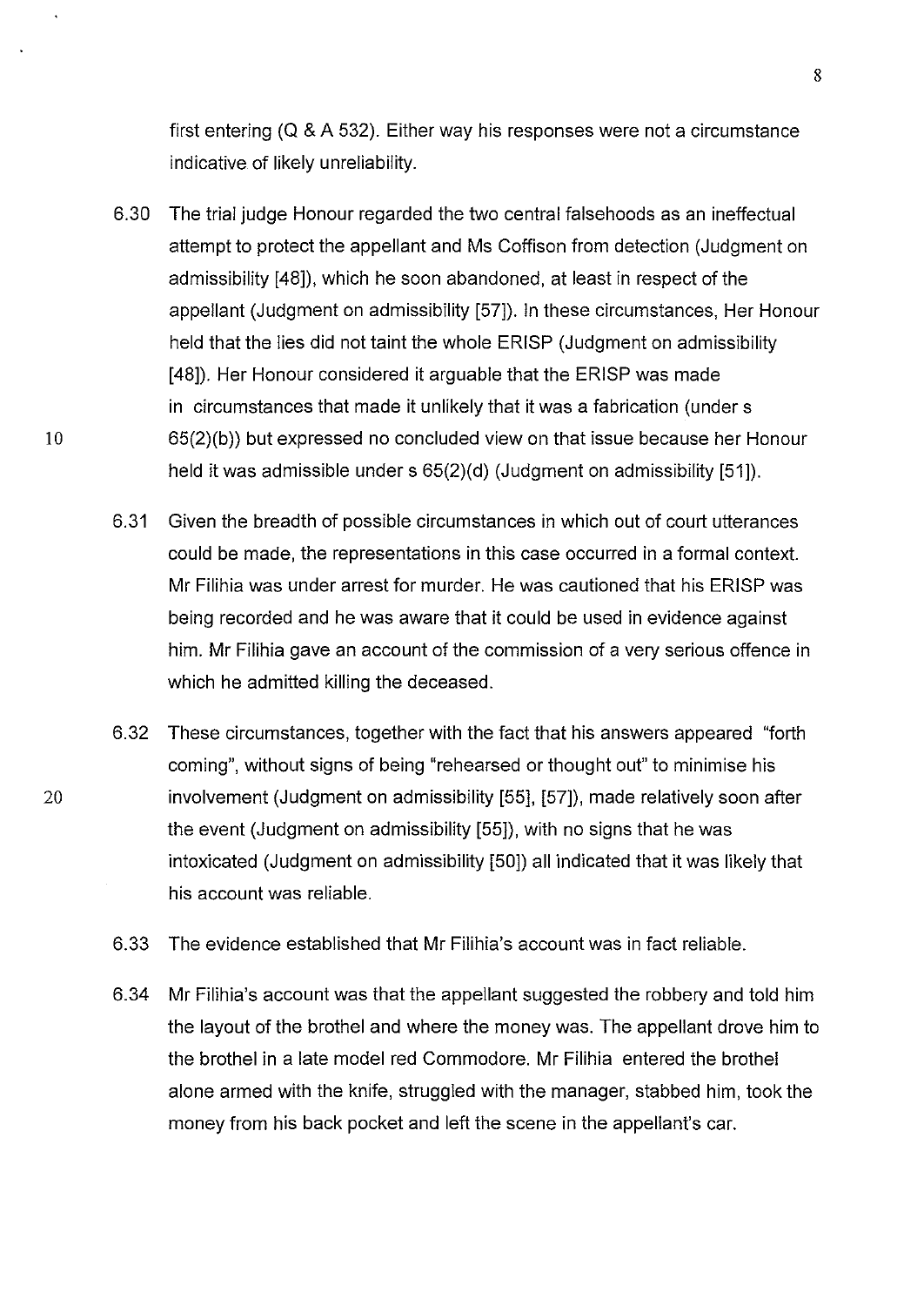first entering (Q & A 532). Either way his responses were not a circumstance indicative of likely unreliability.

6.30 The trial judge Honour regarded the two central falsehoods as an ineffectual attempt to protect the appellant and Ms Coffison from detection (Judgment on admissibility [48]), which he soon abandoned, at least in respect of the appellant (Judgment on admissibility [57]). In these circumstances, Her Honour held that the lies did not taint the whole ERISP (Judgment on admissibility [48]). Her Honour considered it arguable that the ERISP was made in circumstances that made it unlikely that it was a fabrication (under s 65(2)(b)) but expressed no concluded view on that issue because her Honour held it was admissible under s 65(2)(d) (Judgment on admissibility [51]).

6.31 Given the breadth of possible circumstances in which out of court utterances could be made, the representations in this case occurred in a formal context. Mr Filihia was under arrest for murder. He was cautioned that his ERISP was being recorded and he was aware that it could be used in evidence against him. Mr Filihia gave an account of the commission of a very serious offence in which he admitted killing the deceased.

6.32 These circumstances, together with the fact that his answers appeared "forth coming", without signs of being "rehearsed or thought out" to minimise his involvement (Judgment on admissibility [55], [57]), made relatively soon after the event (Judgment on admissibility [55]), with no signs that he was intoxicated (Judgment on admissibility [50]) all indicated that it was likely that his account was reliable.

6.33 The evidence established that Mr Filihia's account was in fact reliable.

6.34 Mr Filihia's account was that the appellant suggested the robbery and told him the layout of the brothel and where the money was. The appellant drove him to the brothel in a late model red Commodore. Mr Filihia entered the brothel alone armed with the knife, struggled with the manager, stabbed him, took the money from his back pocket and left the scene in the appellant's car.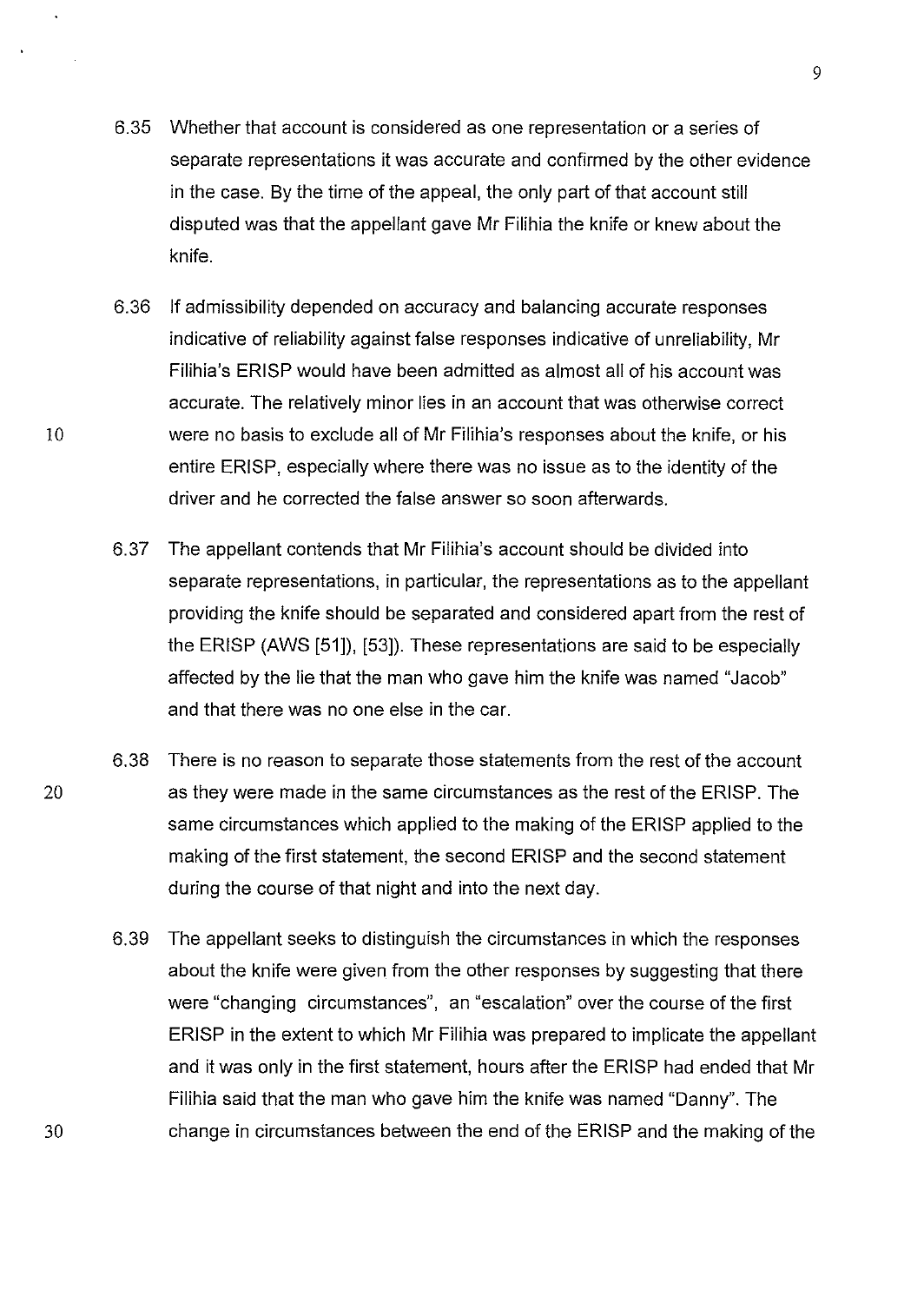6.35 Whether that account is considered as one representation or a series of separate representations it was accurate and confirmed by the other evidence in the case. By the time of the appeal, the only part of that account still disputed was that the appellant gave Mr Filihia the knife or knew about the knife.

6.36 If admissibility depended on accuracy and balancing accurate responses indicative of reliability against false responses indicative of unreliability, Mr Filihia's ERISP would have been admitted as almost all of his account was accurate. The relatively minor lies in an account that was otherwise correct were no basis to exclude all of Mr Filihia's responses about the knife, or his entire ERISP, especially where there was no issue as to the identity of the driver and he corrected the false answer so soon afterwards.

6.37 The appellant contends that Mr Filihia's account should be divided into separate representations, in particular, the representations as to the appellant providing the knife should be separated and considered apart from the rest of the ERISP (AWS [51]), [53]). These representations are said to be especially affected by the lie that the man who gave him the knife was named "Jacob" and that there was no one else in the car.

6.38 There is no reason to separate those statements from the rest of the account as they were made in the same circumstances as the rest of the ERISP. The same circumstances which applied to the making of the ERISP applied to the making of the first statement, the second ERISP and the second statement during the course of that night and into the next day.

6.39 The appellant seeks to distinguish the circumstances in which the responses about the knife were given from the other responses by suggesting that there were "changing circumstances", an "escalation" over the course of the first ERISP in the extent to which Mr Filihia was prepared to implicate the appellant and it was only in the first statement, hours after the ERISP had ended that Mr Filihia said that the man who gave him the knife was named "Danny". The change in circumstances between the end of the ERISP and the making of the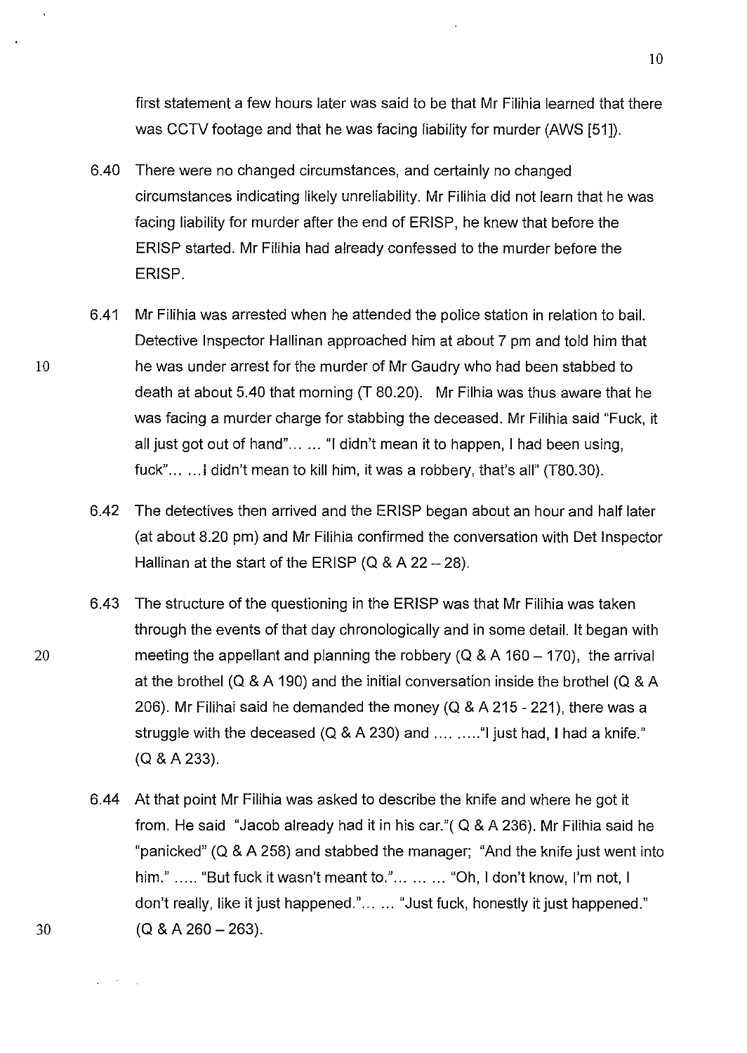first statement a few hours later was said to be that Mr Filihia learned that there was CCTV footage and that he was facing liability for murder (AWS [51]).

6.40 There were no changed circumstances, and certainly no changed circumstances indicating likely unreliability. Mr Filihia did not learn that he was facing liability for murder after the end of ERISP, he knew that before the ERISP started. Mr Filihia had already confessed to the murder before the ERISP.

6.41 Mr Filihia was arrested when he attended the police station in relation to bail. Detective Inspector Hallinan approached him at about 7 pm and told him that he was under arrest for the murder of Mr Gaudry who had been stabbed to death at about 5.40 that morning (T 80.20). Mr Filhia was thus aware that he was facing a murder charge for stabbing the deceased. Mr Filihia said "Fuck, it all just got out of hand"... ... "I didn't mean it to happen, I had been using, fuck"... ...I didn't mean to kill him, it was a robbery, that's all" (T80.30).

6.42 The detectives then arrived and the ERISP began about an hour and half later (at about 8.20 pm) and Mr Filihia confirmed the conversation with Det Inspector Hallinan at the start of the ERISP (Q & A 22 – 28).

6.43 The structure of the questioning in the ERISP was that Mr Filihia was taken through the events of that day chronologically and in some detail. It began with meeting the appellant and planning the robbery (Q & A 160 – 170), the arrival at the brothel (Q & A 190) and the initial conversation inside the brothel (Q & A 206). Mr Filihai said he demanded the money (Q & A 215 - 221), there was a struggle with the deceased (Q & A 230) and .... ....."I just had, I had a knife." (Q & A 233).

6.44 At that point Mr Filihia was asked to describe the knife and where he got it from. He said "Jacob already had it in his car."( Q & A 236). Mr Filihia said he "panicked" (Q & A 258) and stabbed the manager; "And the knife just went into him." ..... "But fuck it wasn't meant to."... ... ... "Oh, I don't know, I'm not, I don't really, like it just happened."... ... "Just fuck, honestly it just happened." (Q & A 260 – 263).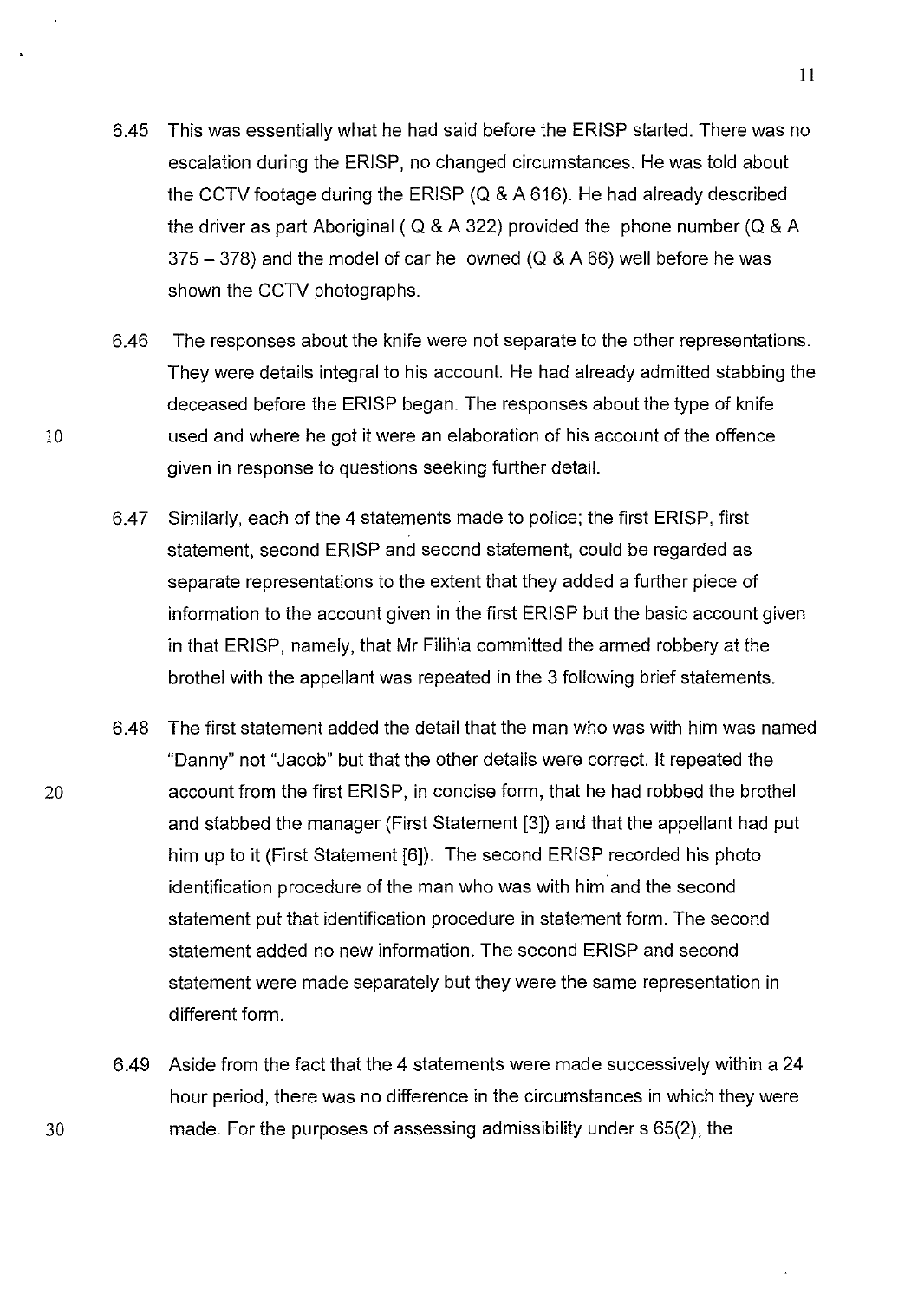6.45 This was essentially what he had said before the ERISP started. There was no escalation during the ERISP, no changed circumstances. He was told about the CCTV footage during the ERISP (Q & A 616). He had already described the driver as part Aboriginal ( Q & A 322) provided the phone number (Q & A 375 – 378) and the model of car he owned (Q & A 66) well before he was shown the CCTV photographs.

6.46 The responses about the knife were not separate to the other representations. They were details integral to his account. He had already admitted stabbing the deceased before the ERISP began. The responses about the type of knife used and where he got it were an elaboration of his account of the offence given in response to questions seeking further detail.

6.47 Similarly, each of the 4 statements made to police; the first ERISP, first statement, second ERISP and second statement, could be regarded as separate representations to the extent that they added a further piece of information to the account given in the first ERISP but the basic account given in that ERISP, namely, that Mr Filihia committed the armed robbery at the brothel with the appellant was repeated in the 3 following brief statements.

6.48 The first statement added the detail that the man who was with him was named "Danny" not "Jacob" but that the other details were correct. It repeated the account from the first ERISP, in concise form, that he had robbed the brothel and stabbed the manager (First Statement [3]) and that the appellant had put him up to it (First Statement [6]). The second ERISP recorded his photo identification procedure of the man who was with him and the second statement put that identification procedure in statement form. The second statement added no new information. The second ERISP and second statement were made separately but they were the same representation in different form.

6.49 Aside from the fact that the 4 statements were made successively within a 24 hour period, there was no difference in the circumstances in which they were made. For the purposes of assessing admissibility under s 65(2), the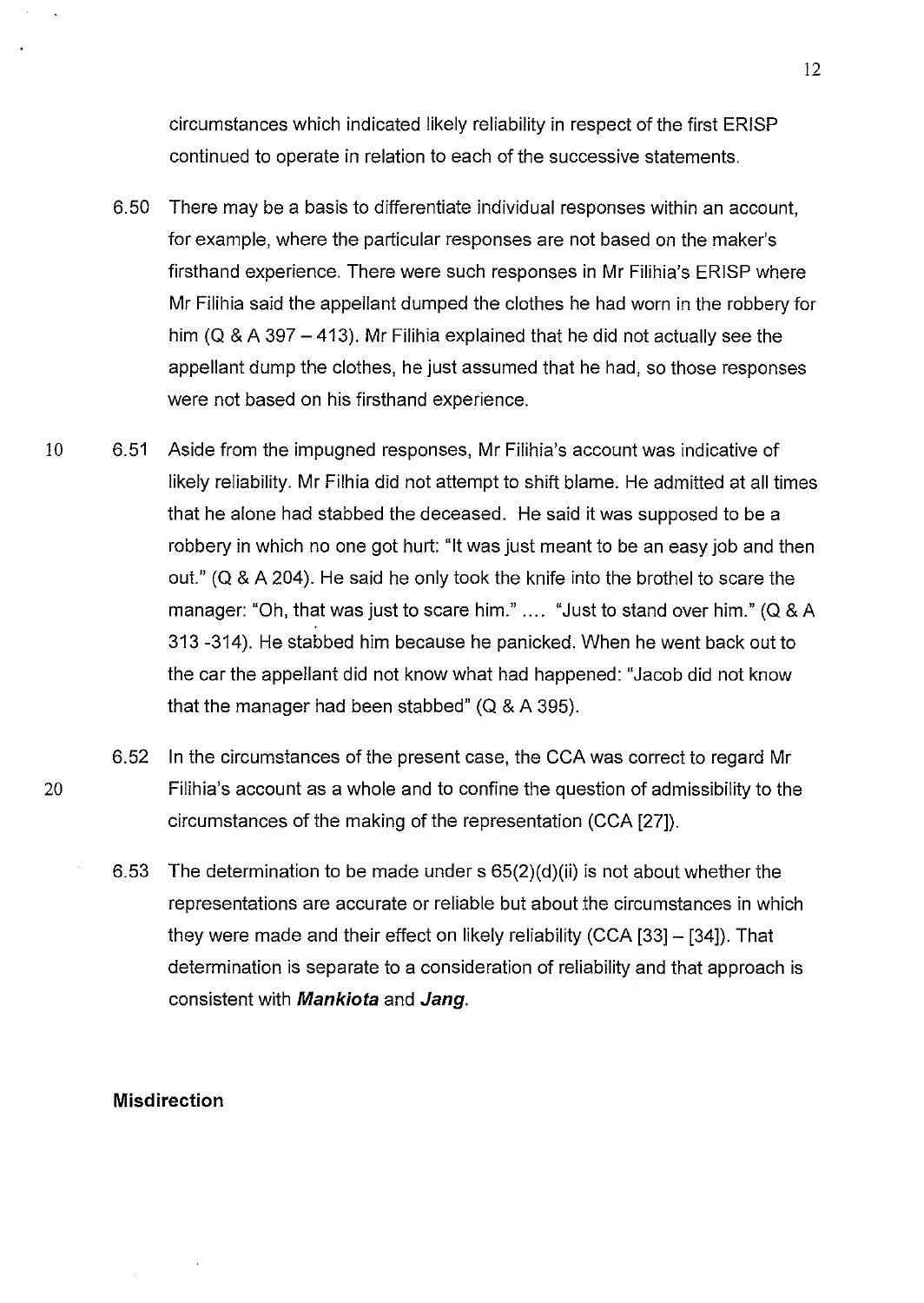circumstances which indicated likely reliability in respect of the first ERISP continued to operate in relation to each of the successive statements.

6.50 There may be a basis to differentiate individual responses within an account, for example, where the particular responses are not based on the maker's firsthand experience. There were such responses in Mr Filihia's ERISP where Mr Filihia said the appellant dumped the clothes he had worn in the robbery for him (Q & A 397 – 413). Mr Filihia explained that he did not actually see the appellant dump the clothes, he just assumed that he had, so those responses were not based on his firsthand experience.

6.51 Aside from the impugned responses, Mr Filihia's account was indicative of likely reliability. Mr Filhia did not attempt to shift blame. He admitted at all times that he alone had stabbed the deceased. He said it was supposed to be a robbery in which no one got hurt: "It was just meant to be an easy job and then out." (Q & A 204). He said he only took the knife into the brothel to scare the manager: "Oh, that was just to scare him." .... "Just to stand over him." (Q & A 313 -314). He stabbed him because he panicked. When he went back out to the car the appellant did not know what had happened: "Jacob did not know that the manager had been stabbed" (Q & A 395).

6.52 In the circumstances of the present case, the CCA was correct to regard Mr Filihia's account as a whole and to confine the question of admissibility to the circumstances of the making of the representation (CCA [27]).

6.53 The determination to be made under s 65(2)(d)(ii) is not about whether the representations are accurate or reliable but about the circumstances in which they were made and their effect on likely reliability (CCA [33] – [34]). That determination is separate to a consideration of reliability and that approach is consistent with ***Mankiota*** and ***Jang***.

**Misdirection**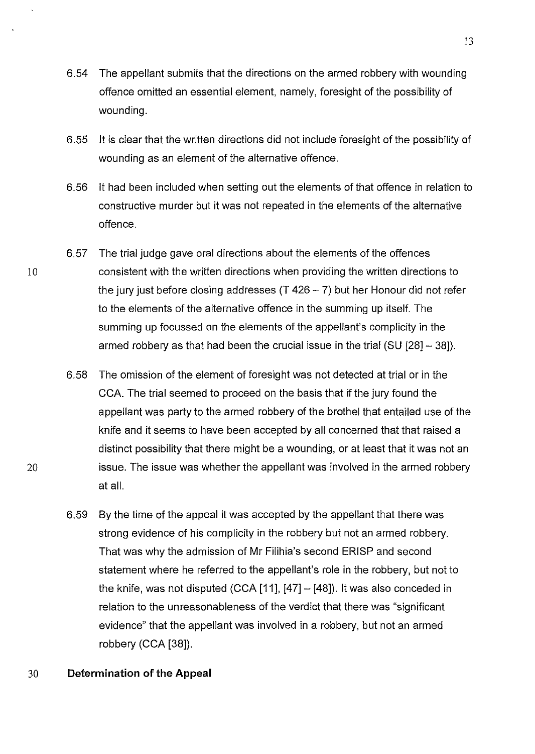6.54 The appellant submits that the directions on the armed robbery with wounding offence omitted an essential element, namely, foresight of the possibility of wounding.

6.55 It is clear that the written directions did not include foresight of the possibility of wounding as an element of the alternative offence.

6.56 It had been included when setting out the elements of that offence in relation to constructive murder but it was not repeated in the elements of the alternative offence.

6.57 The trial judge gave oral directions about the elements of the offences consistent with the written directions when providing the written directions to the jury just before closing addresses (T 426 – 7) but her Honour did not refer to the elements of the alternative offence in the summing up itself. The summing up focussed on the elements of the appellant's complicity in the armed robbery as that had been the crucial issue in the trial (SU [28] – 38]).

6.58 The omission of the element of foresight was not detected at trial or in the CCA. The trial seemed to proceed on the basis that if the jury found the appellant was party to the armed robbery of the brothel that entailed use of the knife and it seems to have been accepted by all concerned that that raised a distinct possibility that there might be a wounding, or at least that it was not an issue. The issue was whether the appellant was involved in the armed robbery at all.

6.59 By the time of the appeal it was accepted by the appellant that there was strong evidence of his complicity in the robbery but not an armed robbery. That was why the admission of Mr Filihia's second ERISP and second statement where he referred to the appellant's role in the robbery, but not to the knife, was not disputed (CCA [11], [47] – [48]). It was also conceded in relation to the unreasonableness of the verdict that there was "significant evidence" that the appellant was involved in a robbery, but not an armed robbery (CCA [38]).

## Determination of the Appeal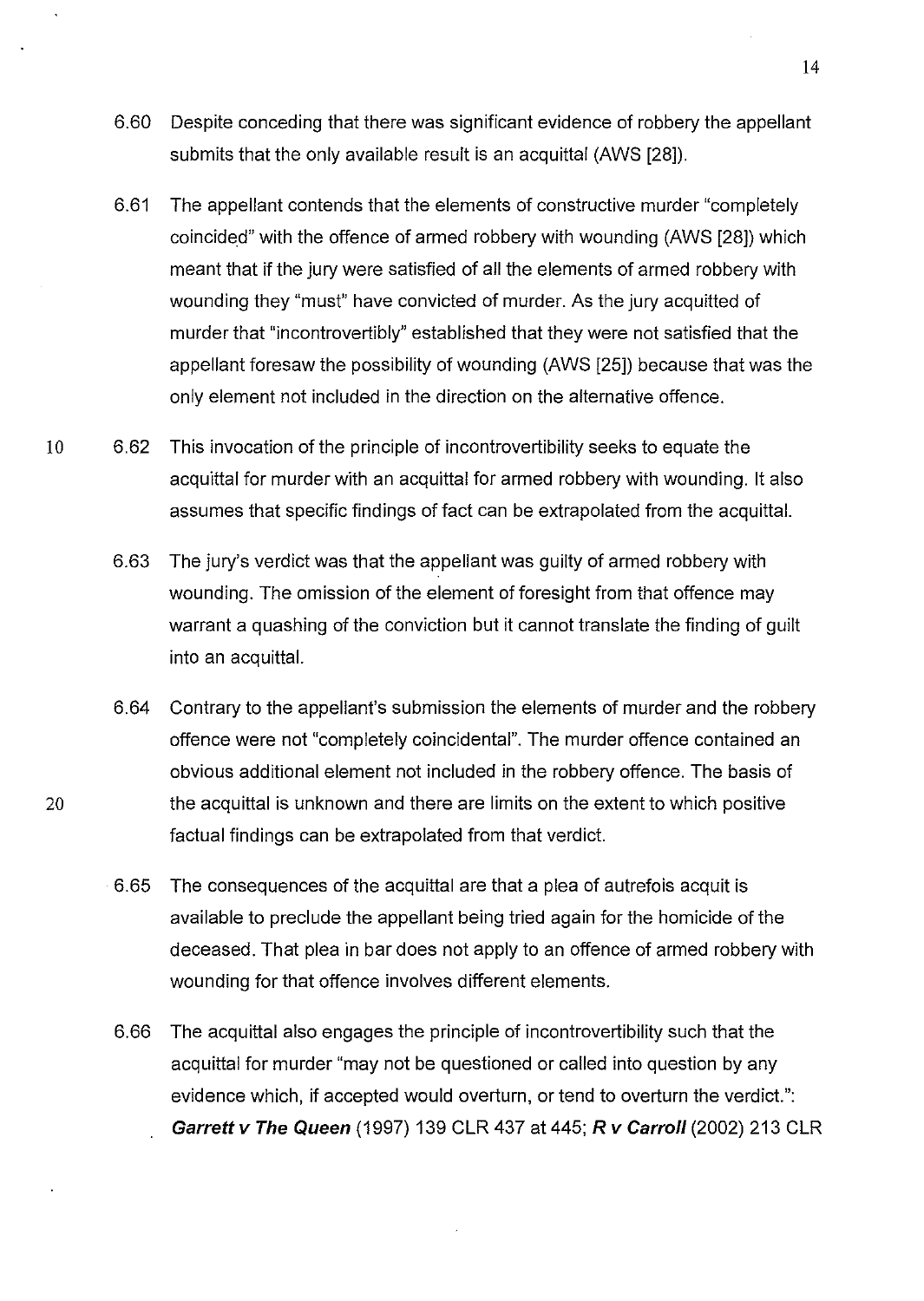6.60 Despite conceding that there was significant evidence of robbery the appellant submits that the only available result is an acquittal (AWS [28]).

6.61 The appellant contends that the elements of constructive murder "completely coincided" with the offence of armed robbery with wounding (AWS [28]) which meant that if the jury were satisfied of all the elements of armed robbery with wounding they "must" have convicted of murder. As the jury acquitted of murder that "incontrovertibly" established that they were not satisfied that the appellant foresaw the possibility of wounding (AWS [25]) because that was the only element not included in the direction on the alternative offence.

6.62 This invocation of the principle of incontrovertibility seeks to equate the acquittal for murder with an acquittal for armed robbery with wounding. It also assumes that specific findings of fact can be extrapolated from the acquittal.

6.63 The jury's verdict was that the appellant was guilty of armed robbery with wounding. The omission of the element of foresight from that offence may warrant a quashing of the conviction but it cannot translate the finding of guilt into an acquittal.

6.64 Contrary to the appellant's submission the elements of murder and the robbery offence were not "completely coincidental". The murder offence contained an obvious additional element not included in the robbery offence. The basis of the acquittal is unknown and there are limits on the extent to which positive factual findings can be extrapolated from that verdict.

6.65 The consequences of the acquittal are that a plea of autrefois acquit is available to preclude the appellant being tried again for the homicide of the deceased. That plea in bar does not apply to an offence of armed robbery with wounding for that offence involves different elements.

6.66 The acquittal also engages the principle of incontrovertibility such that the acquittal for murder "may not be questioned or called into question by any evidence which, if accepted would overturn, or tend to overturn the verdict.": ***Garrett v The Queen*** (1997) 139 CLR 437 at 445; ***R v Carroll*** (2002) 213 CLR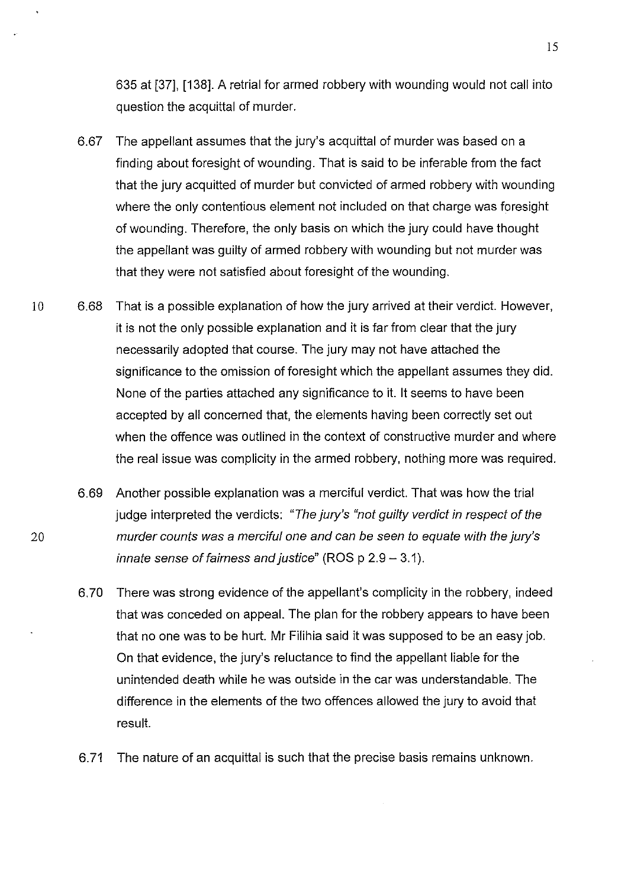635 at [37], [138]. A retrial for armed robbery with wounding would not call into question the acquittal of murder.

6.67 The appellant assumes that the jury's acquittal of murder was based on a finding about foresight of wounding. That is said to be inferable from the fact that the jury acquitted of murder but convicted of armed robbery with wounding where the only contentious element not included on that charge was foresight of wounding. Therefore, the only basis on which the jury could have thought the appellant was guilty of armed robbery with wounding but not murder was that they were not satisfied about foresight of the wounding.

6.68 That is a possible explanation of how the jury arrived at their verdict. However, it is not the only possible explanation and it is far from clear that the jury necessarily adopted that course. The jury may not have attached the significance to the omission of foresight which the appellant assumes they did. None of the parties attached any significance to it. It seems to have been accepted by all concerned that, the elements having been correctly set out when the offence was outlined in the context of constructive murder and where the real issue was complicity in the armed robbery, nothing more was required.

6.69 Another possible explanation was a merciful verdict. That was how the trial judge interpreted the verdicts: *"The jury's "not guilty verdict in respect of the murder counts was a merciful one and can be seen to equate with the jury's innate sense of fairness and justice"* (ROS p 2.9 – 3.1).

6.70 There was strong evidence of the appellant's complicity in the robbery, indeed that was conceded on appeal. The plan for the robbery appears to have been that no one was to be hurt. Mr Filihia said it was supposed to be an easy job. On that evidence, the jury's reluctance to find the appellant liable for the unintended death while he was outside in the car was understandable. The difference in the elements of the two offences allowed the jury to avoid that result.

6.71 The nature of an acquittal is such that the precise basis remains unknown.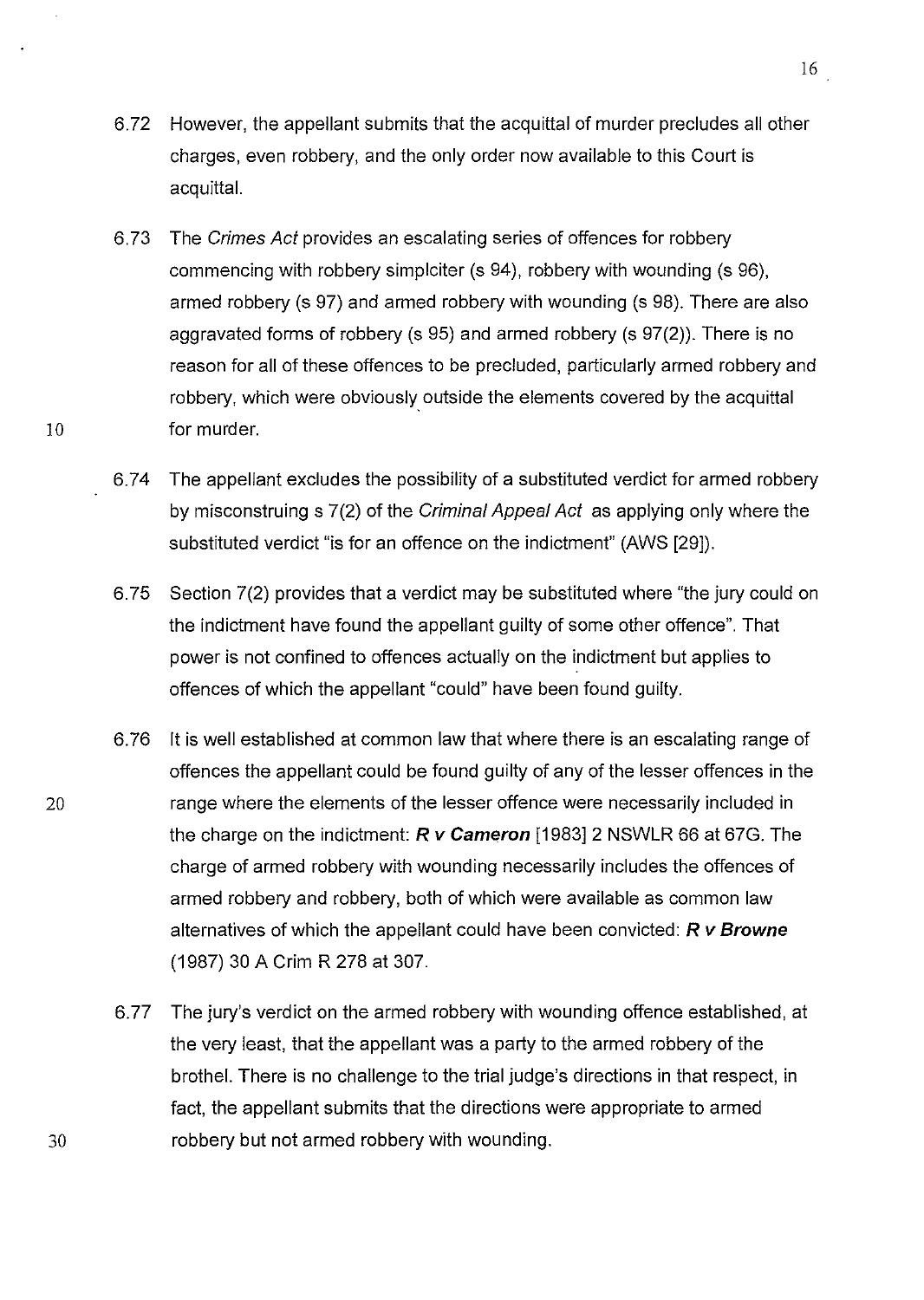6.72 However, the appellant submits that the acquittal of murder precludes all other charges, even robbery, and the only order now available to this Court is acquittal.

6.73 The *Crimes Act* provides an escalating series of offences for robbery commencing with robbery simplciter (s 94), robbery with wounding (s 96), armed robbery (s 97) and armed robbery with wounding (s 98). There are also aggravated forms of robbery (s 95) and armed robbery (s 97(2)). There is no reason for all of these offences to be precluded, particularly armed robbery and robbery, which were obviously outside the elements covered by the acquittal for murder.

6.74 The appellant excludes the possibility of a substituted verdict for armed robbery by misconstruing s 7(2) of the *Criminal Appeal Act* as applying only where the substituted verdict "is for an offence on the indictment" (AWS [29]).

6.75 Section 7(2) provides that a verdict may be substituted where "the jury could on the indictment have found the appellant guilty of some other offence". That power is not confined to offences actually on the indictment but applies to offences of which the appellant "could" have been found guilty.

6.76 It is well established at common law that where there is an escalating range of offences the appellant could be found guilty of any of the lesser offences in the range where the elements of the lesser offence were necessarily included in the charge on the indictment: ***R v Cameron*** [1983] 2 NSWLR 66 at 67G. The charge of armed robbery with wounding necessarily includes the offences of armed robbery and robbery, both of which were available as common law alternatives of which the appellant could have been convicted: ***R v Browne*** (1987) 30 A Crim R 278 at 307.

6.77 The jury's verdict on the armed robbery with wounding offence established, at the very least, that the appellant was a party to the armed robbery of the brothel. There is no challenge to the trial judge's directions in that respect, in fact, the appellant submits that the directions were appropriate to armed robbery but not armed robbery with wounding.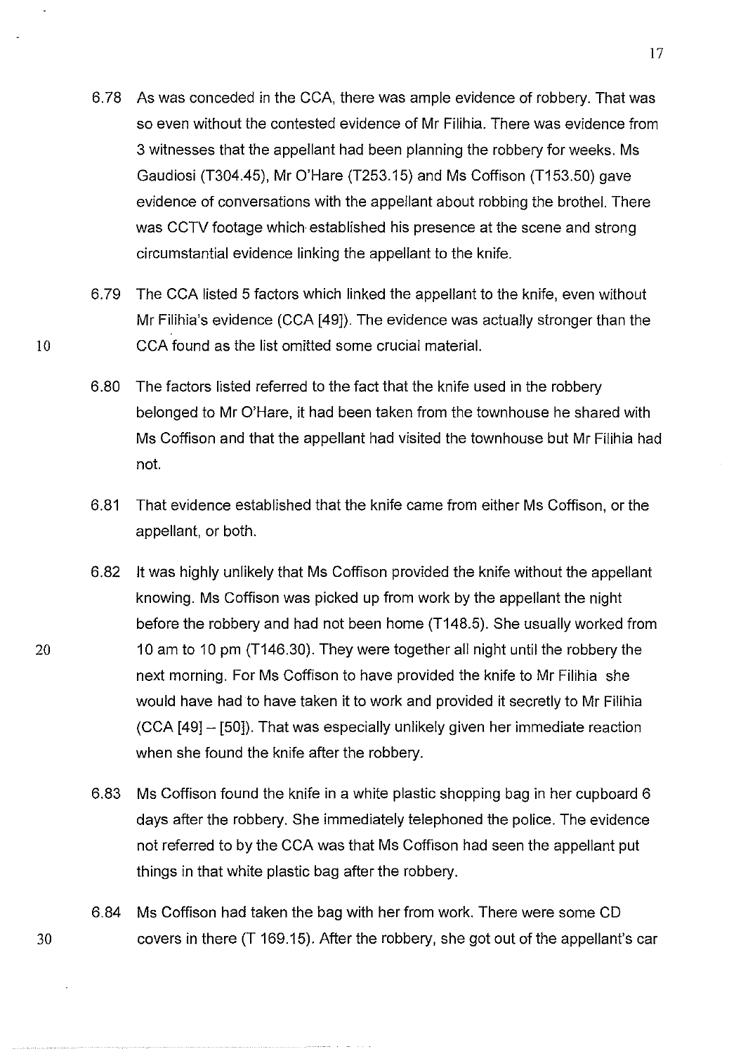6.78 As was conceded in the CCA, there was ample evidence of robbery. That was so even without the contested evidence of Mr Filihia. There was evidence from 3 witnesses that the appellant had been planning the robbery for weeks. Ms Gaudiosi (T304.45), Mr O'Hare (T253.15) and Ms Coffison (T153.50) gave evidence of conversations with the appellant about robbing the brothel. There was CCTV footage which established his presence at the scene and strong circumstantial evidence linking the appellant to the knife.

6.79 The CCA listed 5 factors which linked the appellant to the knife, even without Mr Filihia's evidence (CCA [49]). The evidence was actually stronger than the CCA found as the list omitted some crucial material.

6.80 The factors listed referred to the fact that the knife used in the robbery belonged to Mr O'Hare, it had been taken from the townhouse he shared with Ms Coffison and that the appellant had visited the townhouse but Mr Filihia had not.

6.81 That evidence established that the knife came from either Ms Coffison, or the appellant, or both.

6.82 It was highly unlikely that Ms Coffison provided the knife without the appellant knowing. Ms Coffison was picked up from work by the appellant the night before the robbery and had not been home (T148.5). She usually worked from 10 am to 10 pm (T146.30). They were together all night until the robbery the next morning. For Ms Coffison to have provided the knife to Mr Filihia she would have had to have taken it to work and provided it secretly to Mr Filihia (CCA [49] – [50]). That was especially unlikely given her immediate reaction when she found the knife after the robbery.

6.83 Ms Coffison found the knife in a white plastic shopping bag in her cupboard 6 days after the robbery. She immediately telephoned the police. The evidence not referred to by the CCA was that Ms Coffison had seen the appellant put things in that white plastic bag after the robbery.

6.84 Ms Coffison had taken the bag with her from work. There were some CD covers in there (T 169.15). After the robbery, she got out of the appellant's car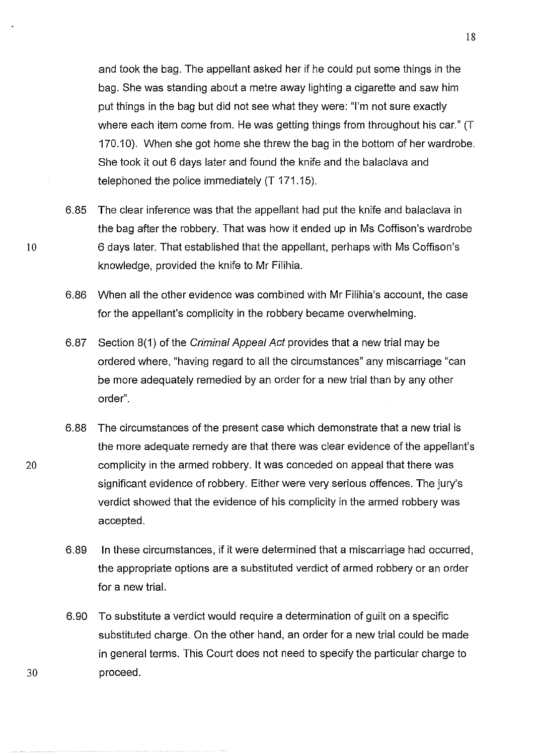and took the bag. The appellant asked her if he could put some things in the bag. She was standing about a metre away lighting a cigarette and saw him put things in the bag but did not see what they were: "I'm not sure exactly where each item come from. He was getting things from throughout his car." (T 170.10). When she got home she threw the bag in the bottom of her wardrobe. She took it out 6 days later and found the knife and the balaclava and telephoned the police immediately (T 171.15).

6.85 The clear inference was that the appellant had put the knife and balaclava in the bag after the robbery. That was how it ended up in Ms Coffison's wardrobe 6 days later. That established that the appellant, perhaps with Ms Coffison's knowledge, provided the knife to Mr Filihia.

6.86 When all the other evidence was combined with Mr Filihia's account, the case for the appellant's complicity in the robbery became overwhelming.

6.87 Section 8(1) of the *Criminal Appeal Act* provides that a new trial may be ordered where, "having regard to all the circumstances" any miscarriage "can be more adequately remedied by an order for a new trial than by any other order".

6.88 The circumstances of the present case which demonstrate that a new trial is the more adequate remedy are that there was clear evidence of the appellant's complicity in the armed robbery. It was conceded on appeal that there was significant evidence of robbery. Either were very serious offences. The jury's verdict showed that the evidence of his complicity in the armed robbery was accepted.

6.89 In these circumstances, if it were determined that a miscarriage had occurred, the appropriate options are a substituted verdict of armed robbery or an order for a new trial.

6.90 To substitute a verdict would require a determination of guilt on a specific substituted charge. On the other hand, an order for a new trial could be made in general terms. This Court does not need to specify the particular charge to proceed.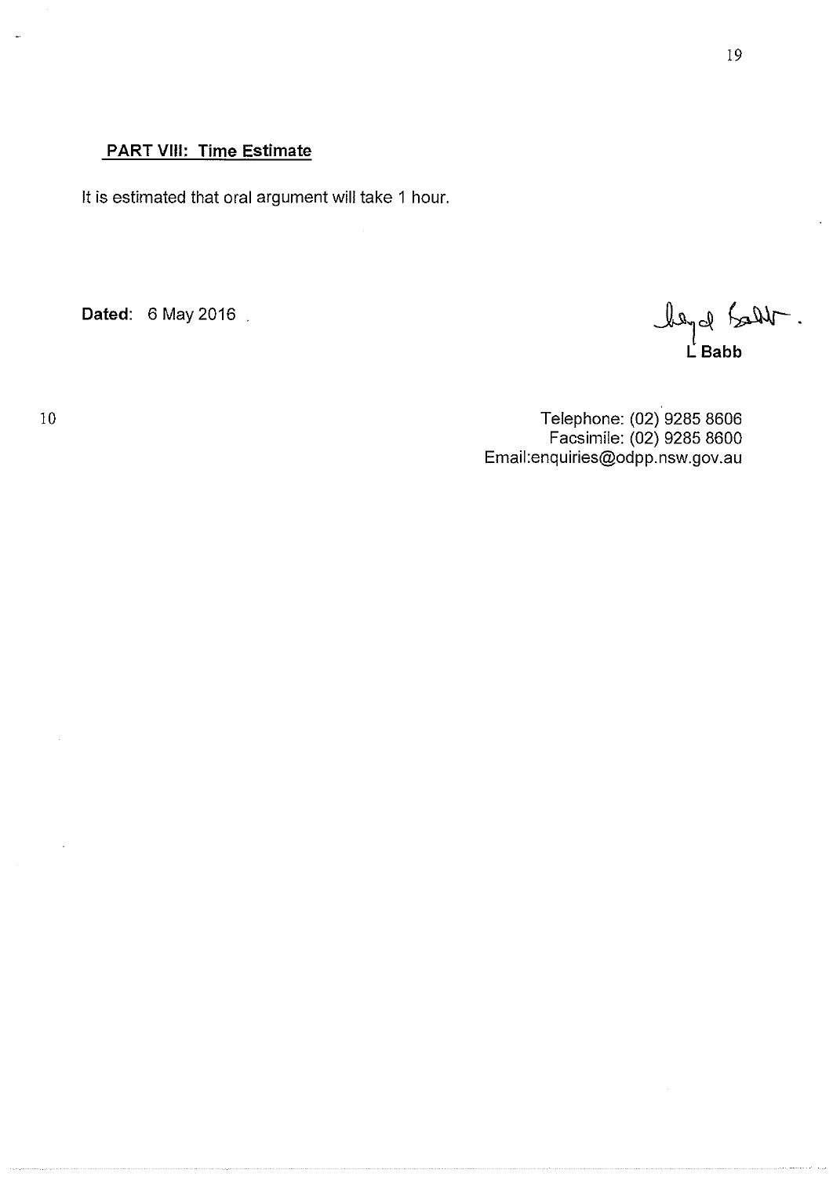**PART VIII: Time Estimate**

It is estimated that oral argument will take 1 hour.

**Dated:** 6 May 2016

**L Babb**

Telephone: (02) 9285 8606
Facsimile: (02) 9285 8600
Email:enquiries@odpp.nsw.gov.au